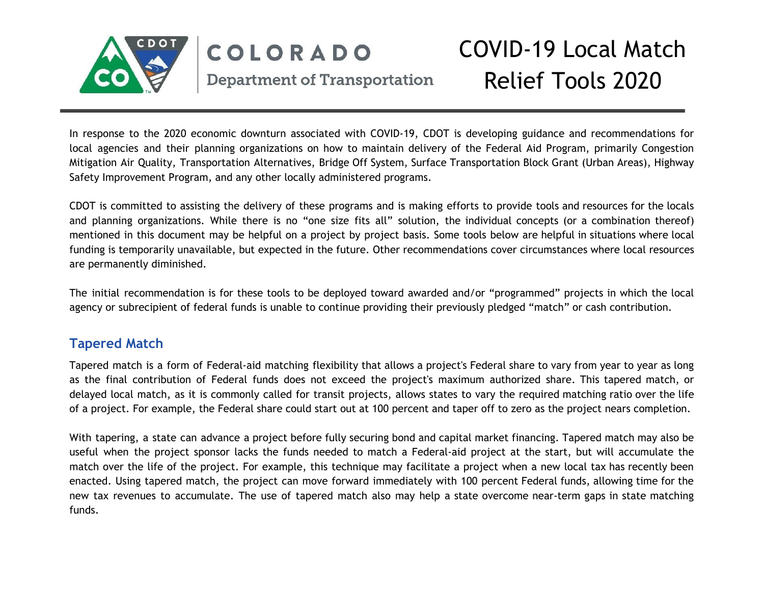# COVID-19 Local Match Relief Tools 2020

COLORADO Department of Transportation

In response to the 2020 economic downturn associated with COVID-19, CDOT is developing guidance and recommendations for local agencies and their planning organizations on how to maintain delivery of the Federal Aid Program, primarily Congestion Mitigation Air Quality, Transportation Alternatives, Bridge Off System, Surface Transportation Block Grant (Urban Areas), Highway Safety Improvement Program, and any other locally administered programs.

CDOT is committed to assisting the delivery of these programs and is making efforts to provide tools and resources for the locals and planning organizations. While there is no "one size fits all" solution, the individual concepts (or a combination thereof) mentioned in this document may be helpful on a project by project basis. Some tools below are helpful in situations where local funding is temporarily unavailable, but expected in the future. Other recommendations cover circumstances where local resources are permanently diminished.

The initial recommendation is for these tools to be deployed toward awarded and/or "programmed" projects in which the local agency or subrecipient of federal funds is unable to continue providing their previously pledged "match" or cash contribution.

## Tapered Match

Tapered match is a form of Federal-aid matching flexibility that allows a project's Federal share to vary from year to year as long as the final contribution of Federal funds does not exceed the project's maximum authorized share. This tapered match, or delayed local match, as it is commonly called for transit projects, allows states to vary the required matching ratio over the life of a project. For example, the Federal share could start out at 100 percent and taper off to zero as the project nears completion.

With tapering, a state can advance a project before fully securing bond and capital market financing. Tapered match may also be useful when the project sponsor lacks the funds needed to match a Federal-aid project at the start, but will accumulate the match over the life of the project. For example, this technique may facilitate a project when a new local tax has recently been enacted. Using tapered match, the project can move forward immediately with 100 percent Federal funds, allowing time for the new tax revenues to accumulate. The use of tapered match also may help a state overcome near-term gaps in state matching funds.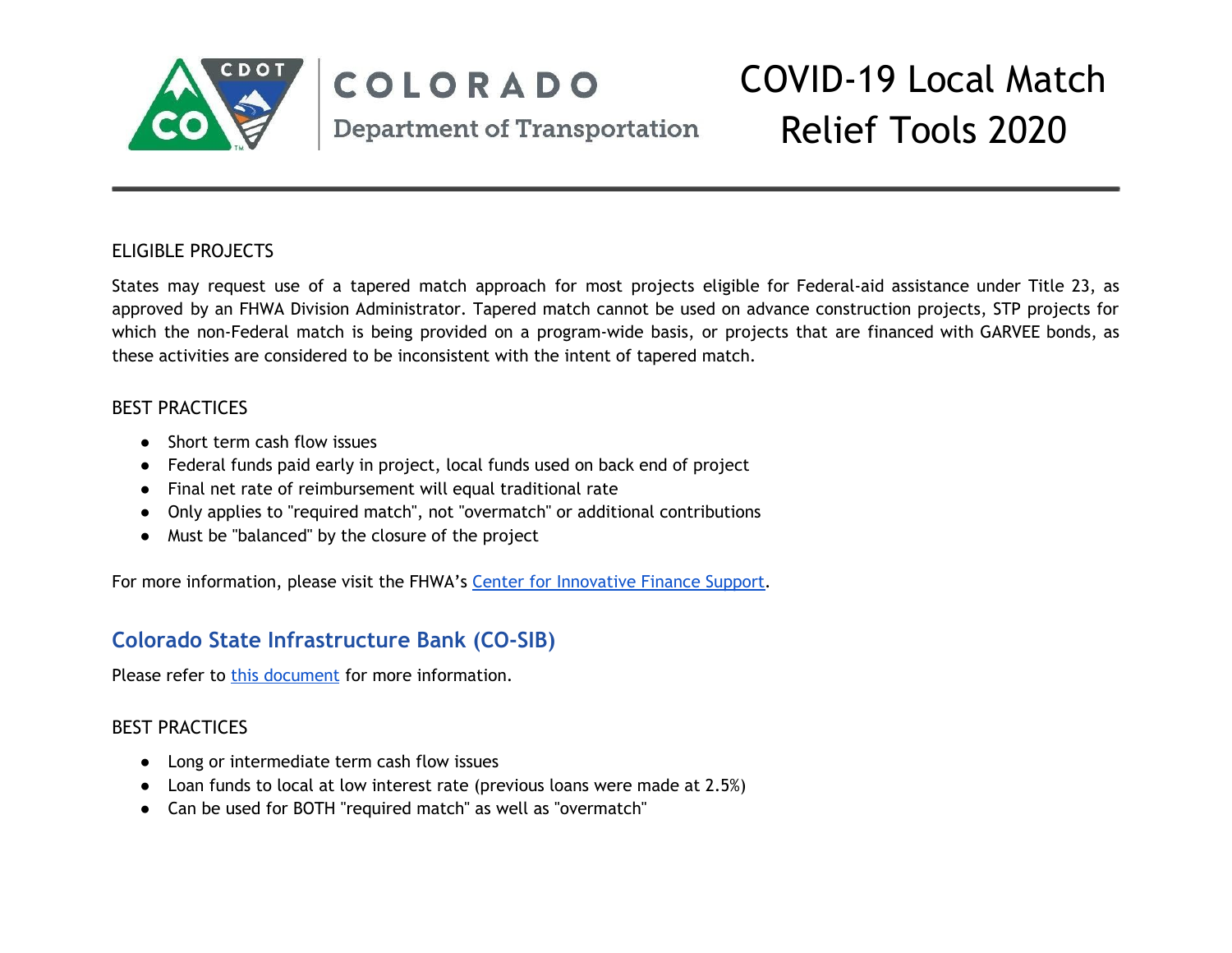ELIGIBLE PROJECTS

States may request use of a tapered match approach for most projects eligible for Federal-aid assistance under Title 23, as approved by an FHWA Division Administrator. Tapered match cannot be used on advance construction projects, STP projects for which the non-Federal match is being provided on a program-wide basis, or projects that are financed with GARVEE bonds, as these activities are considered to be inconsistent with the intent of tapered match.

BEST PRACTICES

- Short term cash flow issues
- Federal funds paid early in project, local funds used on back end of project
- Final net rate of reimbursement will equal traditional rate
- Only applies to "required match", not "overmatch" or additional contributions
- Must be "balanced" by the closure of the project

For more information, please visit the FHWA's Center for Innovative Finance Support.

## Colorado State Infrastructure Bank (CO-SIB)

Please refer to this document for more information.

BEST PRACTICES

- Long or intermediate term cash flow issues
- Loan funds to local at low interest rate (previous loans were made at 2.5%)
- Can be used for BOTH "required match" as well as "overmatch"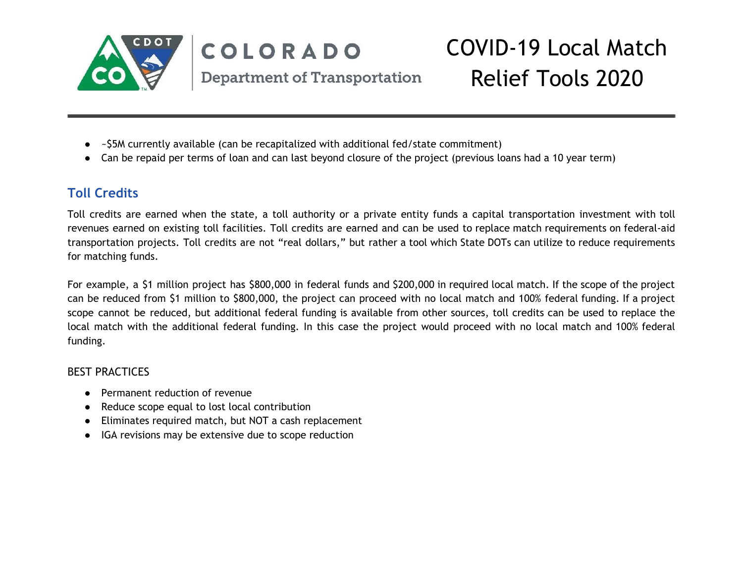- ~$5M currently available (can be recapitalized with additional fed/state commitment)
- Can be repaid per terms of loan and can last beyond closure of the project (previous loans had a 10 year term)

## Toll Credits

Toll credits are earned when the state, a toll authority or a private entity funds a capital transportation investment with toll revenues earned on existing toll facilities. Toll credits are earned and can be used to replace match requirements on federal-aid transportation projects. Toll credits are not “real dollars,” but rather a tool which State DOTs can utilize to reduce requirements for matching funds.

For example, a $1 million project has $800,000 in federal funds and $200,000 in required local match. If the scope of the project can be reduced from $1 million to $800,000, the project can proceed with no local match and 100% federal funding. If a project scope cannot be reduced, but additional federal funding is available from other sources, toll credits can be used to replace the local match with the additional federal funding. In this case the project would proceed with no local match and 100% federal funding.

BEST PRACTICES

- Permanent reduction of revenue
- Reduce scope equal to lost local contribution
- Eliminates required match, but NOT a cash replacement
- IGA revisions may be extensive due to scope reduction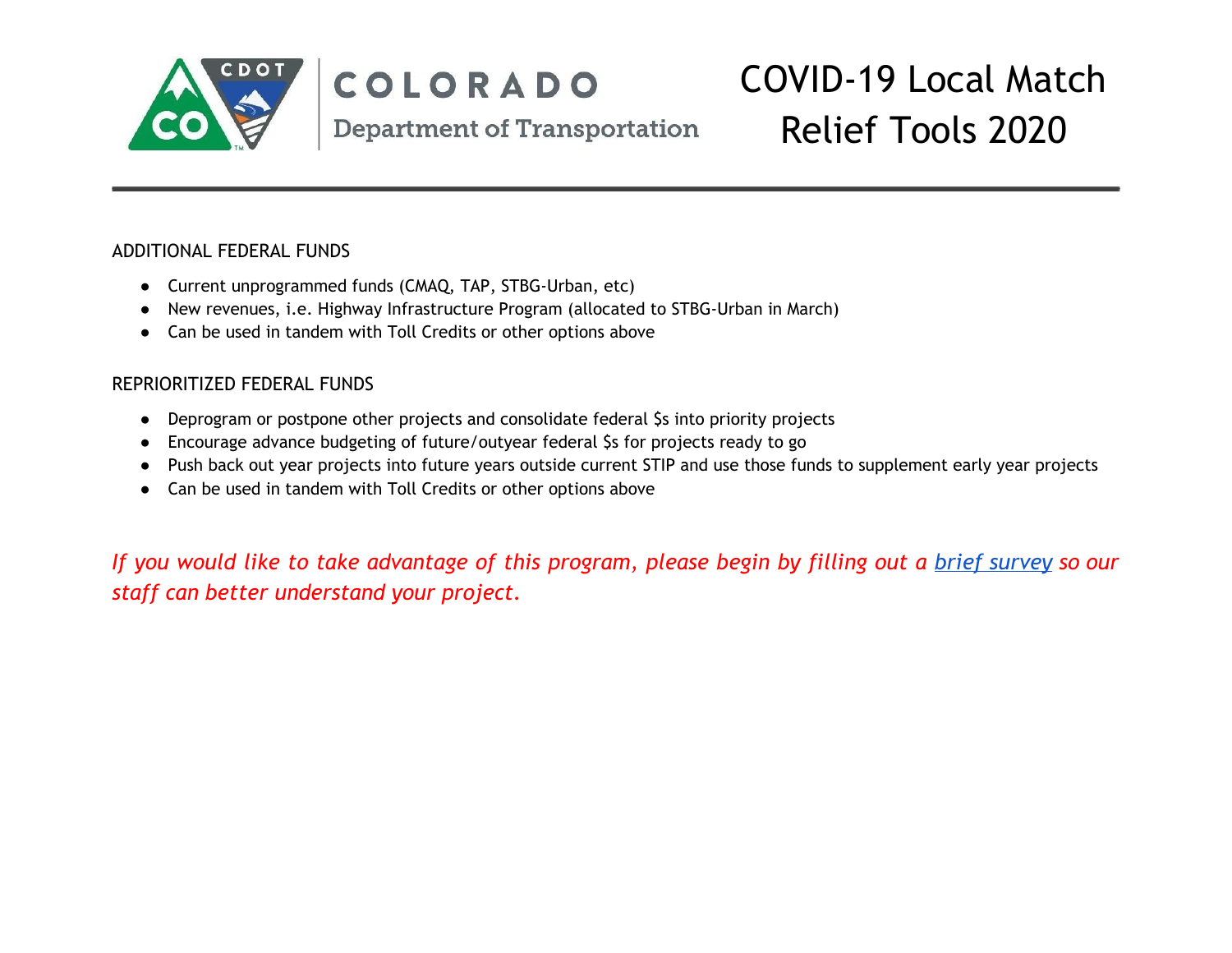ADDITIONAL FEDERAL FUNDS

- Current unprogrammed funds (CMAQ, TAP, STBG-Urban, etc)
- New revenues, i.e. Highway Infrastructure Program (allocated to STBG-Urban in March)
- Can be used in tandem with Toll Credits or other options above

REPRIORITIZED FEDERAL FUNDS

- Deprogram or postpone other projects and consolidate federal $s into priority projects
- Encourage advance budgeting of future/outyear federal $s for projects ready to go
- Push back out year projects into future years outside current STIP and use those funds to supplement early year projects
- Can be used in tandem with Toll Credits or other options above

*If you would like to take advantage of this program, please begin by filling out a brief survey so our staff can better understand your project.*